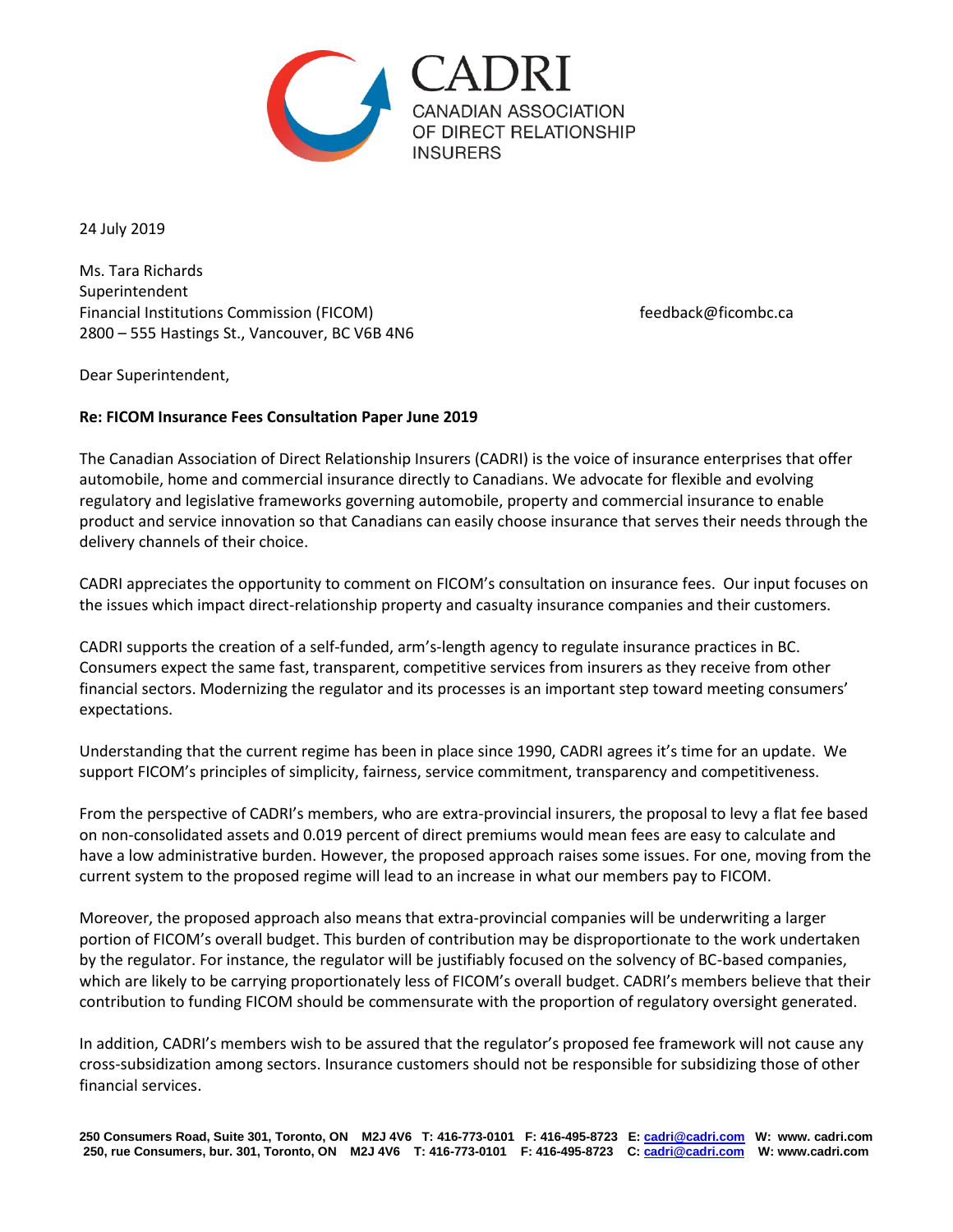CADRI
CANADIAN ASSOCIATION OF DIRECT RELATIONSHIP INSURERS

24 July 2019

Ms. Tara Richards
Superintendent
Financial Institutions Commission (FICOM)
2800 – 555 Hastings St., Vancouver, BC V6B 4N6

feedback@ficombc.ca

Dear Superintendent,

**Re: FICOM Insurance Fees Consultation Paper June 2019**

The Canadian Association of Direct Relationship Insurers (CADRI) is the voice of insurance enterprises that offer automobile, home and commercial insurance directly to Canadians. We advocate for flexible and evolving regulatory and legislative frameworks governing automobile, property and commercial insurance to enable product and service innovation so that Canadians can easily choose insurance that serves their needs through the delivery channels of their choice.

CADRI appreciates the opportunity to comment on FICOM's consultation on insurance fees. Our input focuses on the issues which impact direct-relationship property and casualty insurance companies and their customers.

CADRI supports the creation of a self-funded, arm's-length agency to regulate insurance practices in BC. Consumers expect the same fast, transparent, competitive services from insurers as they receive from other financial sectors. Modernizing the regulator and its processes is an important step toward meeting consumers' expectations.

Understanding that the current regime has been in place since 1990, CADRI agrees it's time for an update. We support FICOM's principles of simplicity, fairness, service commitment, transparency and competitiveness.

From the perspective of CADRI's members, who are extra-provincial insurers, the proposal to levy a flat fee based on non-consolidated assets and 0.019 percent of direct premiums would mean fees are easy to calculate and have a low administrative burden. However, the proposed approach raises some issues. For one, moving from the current system to the proposed regime will lead to an increase in what our members pay to FICOM.

Moreover, the proposed approach also means that extra-provincial companies will be underwriting a larger portion of FICOM's overall budget. This burden of contribution may be disproportionate to the work undertaken by the regulator. For instance, the regulator will be justifiably focused on the solvency of BC-based companies, which are likely to be carrying proportionately less of FICOM's overall budget. CADRI's members believe that their contribution to funding FICOM should be commensurate with the proportion of regulatory oversight generated.

In addition, CADRI's members wish to be assured that the regulator's proposed fee framework will not cause any cross-subsidization among sectors. Insurance customers should not be responsible for subsidizing those of other financial services.

**250 Consumers Road, Suite 301, Toronto, ON M2J 4V6 T: 416-773-0101 F: 416-495-8723 E: cadri@cadri.com W: www. cadri.com**
**250, rue Consumers, bur. 301, Toronto, ON M2J 4V6 T: 416-773-0101 F: 416-495-8723 C: cadri@cadri.com W: www.cadri.com**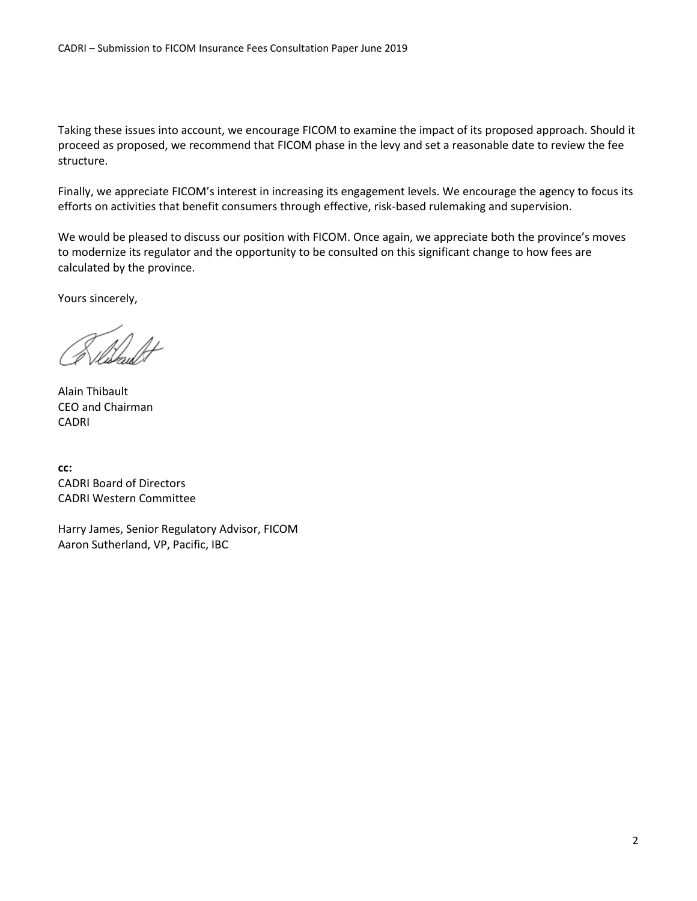Taking these issues into account, we encourage FICOM to examine the impact of its proposed approach. Should it proceed as proposed, we recommend that FICOM phase in the levy and set a reasonable date to review the fee structure.

Finally, we appreciate FICOM's interest in increasing its engagement levels. We encourage the agency to focus its efforts on activities that benefit consumers through effective, risk-based rulemaking and supervision.

We would be pleased to discuss our position with FICOM. Once again, we appreciate both the province's moves to modernize its regulator and the opportunity to be consulted on this significant change to how fees are calculated by the province.

Yours sincerely,

Alain Thibault  
CEO and Chairman  
CADRI

**cc:**  
CADRI Board of Directors  
CADRI Western Committee

Harry James, Senior Regulatory Advisor, FICOM  
Aaron Sutherland, VP, Pacific, IBC